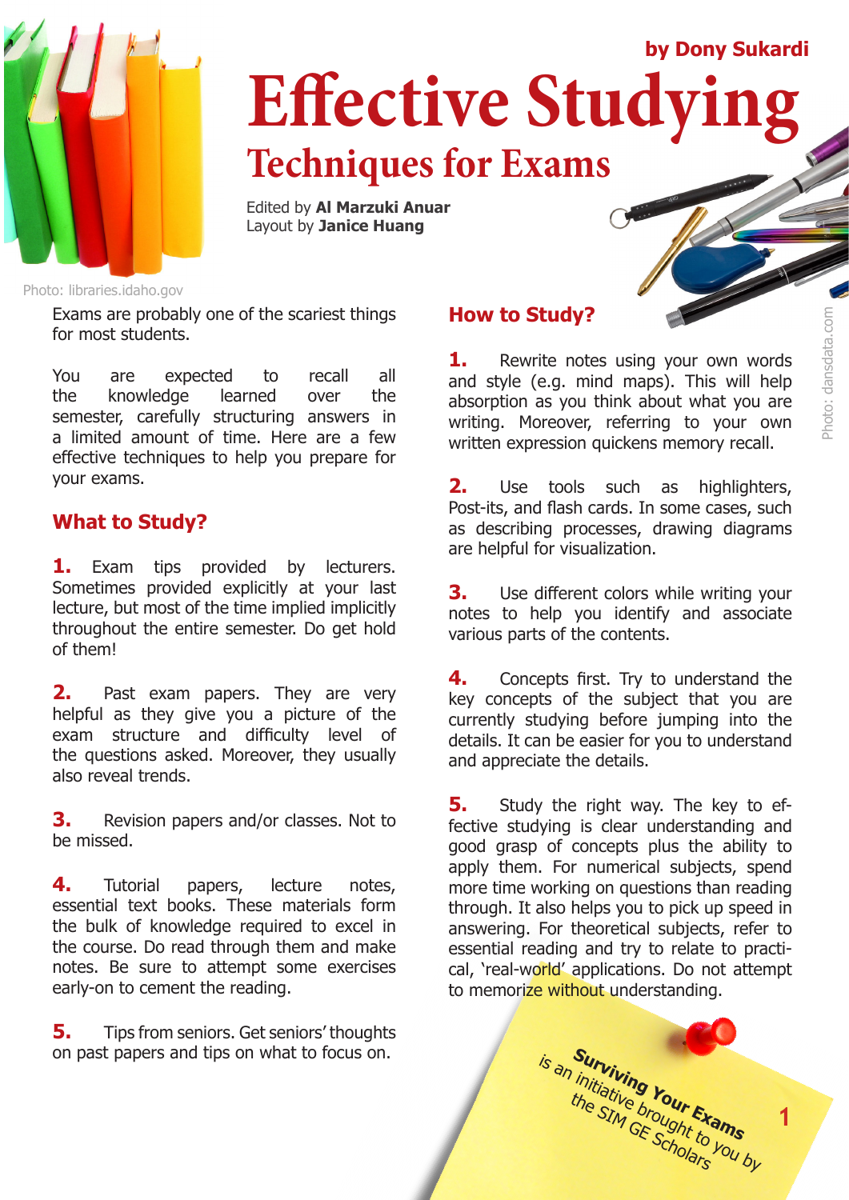by Dony Sukardi

# Effective Studying

## Techniques for Exams

Edited by **Al Marzuki Anuar**
Layout by **Janice Huang**

Photo: libraries.idaho.gov

Exams are probably one of the scariest things for most students.

You are expected to recall all the knowledge learned over the semester, carefully structuring answers in a limited amount of time. Here are a few effective techniques to help you prepare for your exams.

### What to Study?

**1.** Exam tips provided by lecturers. Sometimes provided explicitly at your last lecture, but most of the time implied implicitly throughout the entire semester. Do get hold of them!

**2.** Past exam papers. They are very helpful as they give you a picture of the exam structure and difficulty level of the questions asked. Moreover, they usually also reveal trends.

**3.** Revision papers and/or classes. Not to be missed.

**4.** Tutorial papers, lecture notes, essential text books. These materials form the bulk of knowledge required to excel in the course. Do read through them and make notes. Be sure to attempt some exercises early-on to cement the reading.

**5.** Tips from seniors. Get seniors' thoughts on past papers and tips on what to focus on.

### How to Study?

**1.** Rewrite notes using your own words and style (e.g. mind maps). This will help absorption as you think about what you are writing. Moreover, referring to your own written expression quickens memory recall.

**2.** Use tools such as highlighters, Post-its, and flash cards. In some cases, such as describing processes, drawing diagrams are helpful for visualization.

**3.** Use different colors while writing your notes to help you identify and associate various parts of the contents.

**4.** Concepts first. Try to understand the key concepts of the subject that you are currently studying before jumping into the details. It can be easier for you to understand and appreciate the details.

**5.** Study the right way. The key to effective studying is clear understanding and good grasp of concepts plus the ability to apply them. For numerical subjects, spend more time working on questions than reading through. It also helps you to pick up speed in answering. For theoretical subjects, refer to essential reading and try to relate to practical, 'real-world' applications. Do not attempt to memorize without understanding.

Photo: dansdata.com

**Surviving Your Exams** is an initiative brought to you by the SIM GE Scholars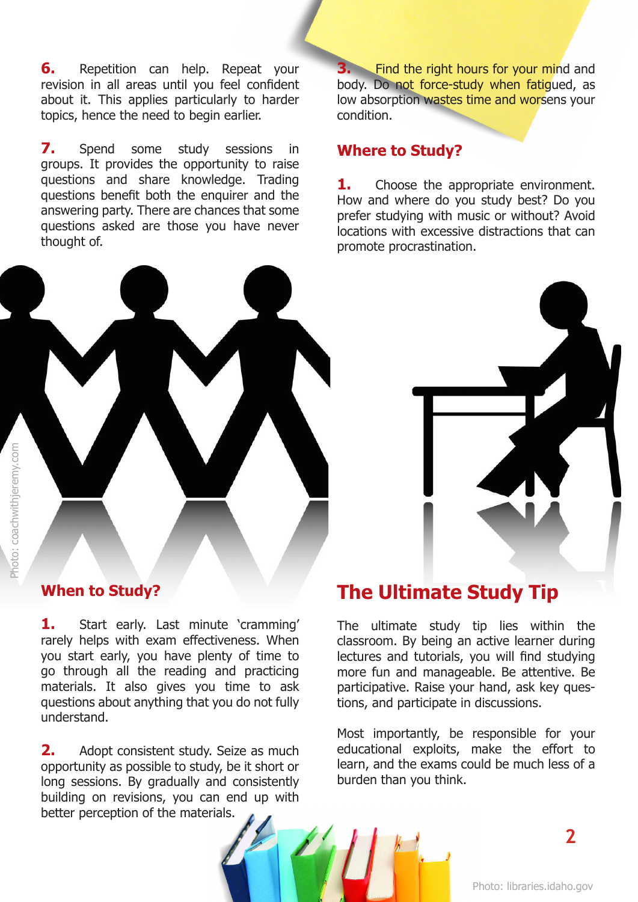**6.** Repetition can help. Repeat your revision in all areas until you feel confident about it. This applies particularly to harder topics, hence the need to begin earlier.

**7.** Spend some study sessions in groups. It provides the opportunity to raise questions and share knowledge. Trading questions benefit both the enquirer and the answering party. There are chances that some questions asked are those you have never thought of.

Photo: coachwithjeremy.com

## When to Study?

**1.** Start early. Last minute 'cramming' rarely helps with exam effectiveness. When you start early, you have plenty of time to go through all the reading and practicing materials. It also gives you time to ask questions about anything that you do not fully understand.

**2.** Adopt consistent study. Seize as much opportunity as possible to study, be it short or long sessions. By gradually and consistently building on revisions, you can end up with better perception of the materials.

**3.** Find the right hours for your mind and body. Do not force-study when fatigued, as low absorption wastes time and worsens your condition.

## Where to Study?

**1.** Choose the appropriate environment. How and where do you study best? Do you prefer studying with music or without? Avoid locations with excessive distractions that can promote procrastination.

# The Ultimate Study Tip

The ultimate study tip lies within the classroom. By being an active learner during lectures and tutorials, you will find studying more fun and manageable. Be attentive. Be participative. Raise your hand, ask key questions, and participate in discussions.

Most importantly, be responsible for your educational exploits, make the effort to learn, and the exams could be much less of a burden than you think.

Photo: libraries.idaho.gov